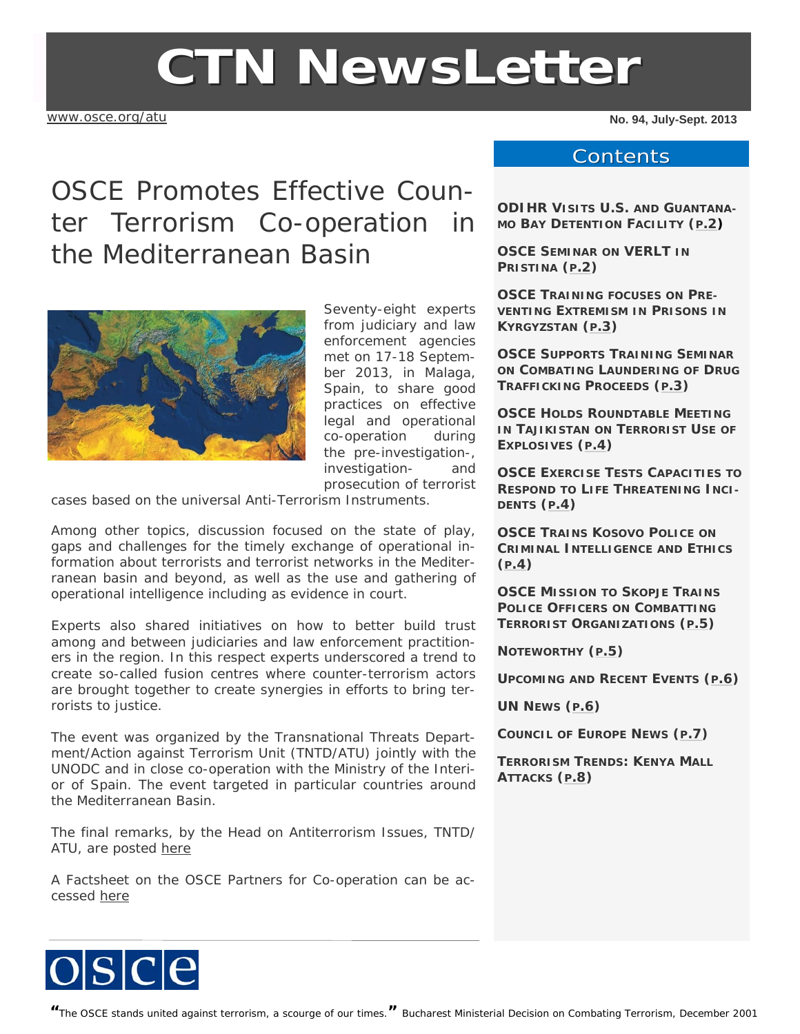# CTN NewsLetter

www.osce.org/atu

**No. 94, July-Sept. 2013**

## Contents

**ODIHR Visits U.S. and Guantanamo Bay Detention Facility (p.2)**

**OSCE Seminar on VERLT in Pristina (p.2)**

**OSCE Training focuses on Preventing Extremism in Prisons in Kyrgyzstan (p.3)**

**OSCE Supports Training Seminar on Combating Laundering of Drug Trafficking Proceeds (p.3)**

**OSCE Holds Roundtable Meeting in Tajikistan on Terrorist Use of Explosives (p.4)**

**OSCE Exercise Tests Capacities to Respond to Life Threatening Incidents (p.4)**

**OSCE Trains Kosovo Police on Criminal Intelligence and Ethics (p.4)**

**OSCE Mission to Skopje Trains Police Officers on Combatting Terrorist Organizations (p.5)**

**Noteworthy (p.5)**

**Upcoming and Recent Events (p.6)**

**UN News (p.6)**

**Council of Europe News (p.7)**

**Terrorism Trends: Kenya Mall Attacks (p.8)**

# OSCE Promotes Effective Counter Terrorism Co-operation in the Mediterranean Basin

Seventy-eight experts from judiciary and law enforcement agencies met on 17-18 September 2013, in Malaga, Spain, to share good practices on effective legal and operational co-operation during the pre-investigation-, investigation- and prosecution of terrorist cases based on the universal Anti-Terrorism Instruments.

Among other topics, discussion focused on the state of play, gaps and challenges for the timely exchange of operational information about terrorists and terrorist networks in the Mediterranean basin and beyond, as well as the use and gathering of operational intelligence including as evidence in court.

Experts also shared initiatives on how to better build trust among and between judiciaries and law enforcement practitioners in the region. In this respect experts underscored a trend to create so-called fusion centres where counter-terrorism actors are brought together to create synergies in efforts to bring terrorists to justice.

The event was organized by the Transnational Threats Department/Action against Terrorism Unit (TNTD/ATU) jointly with the UNODC and in close co-operation with the Ministry of the Interior of Spain. The event targeted in particular countries around the Mediterranean Basin.

The final remarks, by the Head on Antiterrorism Issues, TNTD/ATU, are posted here

A Factsheet on the OSCE Partners for Co-operation can be accessed here

*"The OSCE stands united against terrorism, a scourge of our times."* Bucharest Ministerial Decision on Combating Terrorism, December 2001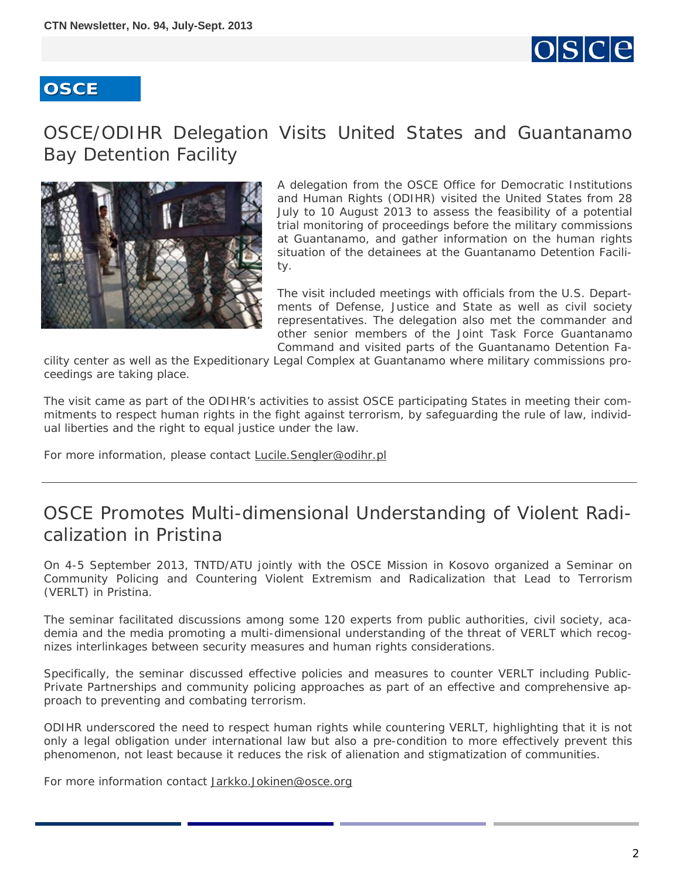## OSCE

# OSCE/ODIHR Delegation Visits United States and Guantanamo Bay Detention Facility

A delegation from the OSCE Office for Democratic Institutions and Human Rights (ODIHR) visited the United States from 28 July to 10 August 2013 to assess the feasibility of a potential trial monitoring of proceedings before the military commissions at Guantanamo, and gather information on the human rights situation of the detainees at the Guantanamo Detention Facility.

The visit included meetings with officials from the U.S. Departments of Defense, Justice and State as well as civil society representatives. The delegation also met the commander and other senior members of the Joint Task Force Guantanamo Command and visited parts of the Guantanamo Detention Facility center as well as the Expeditionary Legal Complex at Guantanamo where military commissions proceedings are taking place.

The visit came as part of the ODIHR's activities to assist OSCE participating States in meeting their commitments to respect human rights in the fight against terrorism, by safeguarding the rule of law, individual liberties and the right to equal justice under the law.

For more information, please contact Lucile.Sengler@odihr.pl

---

# OSCE Promotes Multi-dimensional Understanding of Violent Radicalization in Pristina

On 4-5 September 2013, TNTD/ATU jointly with the OSCE Mission in Kosovo organized a Seminar on Community Policing and Countering Violent Extremism and Radicalization that Lead to Terrorism (VERLT) in Pristina.

The seminar facilitated discussions among some 120 experts from public authorities, civil society, academia and the media promoting a multi-dimensional understanding of the threat of VERLT which recognizes interlinkages between security measures and human rights considerations.

Specifically, the seminar discussed effective policies and measures to counter VERLT including Public-Private Partnerships and community policing approaches as part of an effective and comprehensive approach to preventing and combating terrorism.

ODIHR underscored the need to respect human rights while countering VERLT, highlighting that it is not only a legal obligation under international law but also a pre-condition to more effectively prevent this phenomenon, not least because it reduces the risk of alienation and stigmatization of communities.

For more information contact Jarkko.Jokinen@osce.org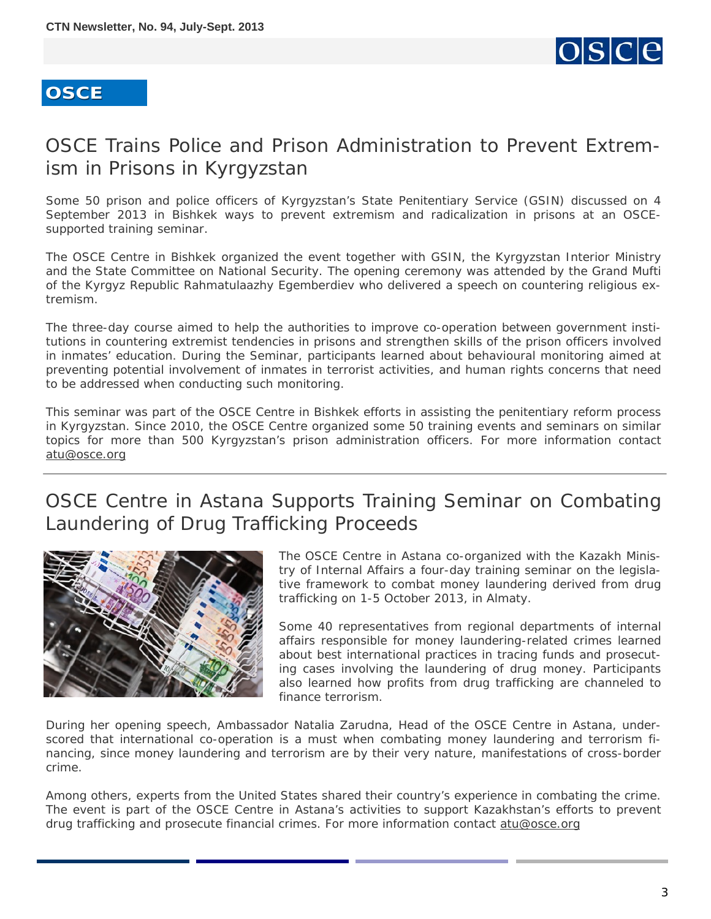**OSCE**

## OSCE Trains Police and Prison Administration to Prevent Extremism in Prisons in Kyrgyzstan

Some 50 prison and police officers of Kyrgyzstan's State Penitentiary Service (GSIN) discussed on 4 September 2013 in Bishkek ways to prevent extremism and radicalization in prisons at an OSCE-supported training seminar.

The OSCE Centre in Bishkek organized the event together with GSIN, the Kyrgyzstan Interior Ministry and the State Committee on National Security. The opening ceremony was attended by the Grand Mufti of the Kyrgyz Republic Rahmatulaazhy Egemberdiev who delivered a speech on countering religious extremism.

The three-day course aimed to help the authorities to improve co-operation between government institutions in countering extremist tendencies in prisons and strengthen skills of the prison officers involved in inmates' education. During the Seminar, participants learned about behavioural monitoring aimed at preventing potential involvement of inmates in terrorist activities, and human rights concerns that need to be addressed when conducting such monitoring.

This seminar was part of the OSCE Centre in Bishkek efforts in assisting the penitentiary reform process in Kyrgyzstan. Since 2010, the OSCE Centre organized some 50 training events and seminars on similar topics for more than 500 Kyrgyzstan's prison administration officers. For more information contact atu@osce.org

---

## OSCE Centre in Astana Supports Training Seminar on Combating Laundering of Drug Trafficking Proceeds

The OSCE Centre in Astana co-organized with the Kazakh Ministry of Internal Affairs a four-day training seminar on the legislative framework to combat money laundering derived from drug trafficking on 1-5 October 2013, in Almaty.

Some 40 representatives from regional departments of internal affairs responsible for money laundering-related crimes learned about best international practices in tracing funds and prosecuting cases involving the laundering of drug money. Participants also learned how profits from drug trafficking are channeled to finance terrorism.

During her opening speech, Ambassador Natalia Zarudna, Head of the OSCE Centre in Astana, underscored that international co-operation is a must when combating money laundering and terrorism financing, since money laundering and terrorism are by their very nature, manifestations of cross-border crime.

Among others, experts from the United States shared their country's experience in combating the crime. The event is part of the OSCE Centre in Astana's activities to support Kazakhstan's efforts to prevent drug trafficking and prosecute financial crimes. For more information contact atu@osce.org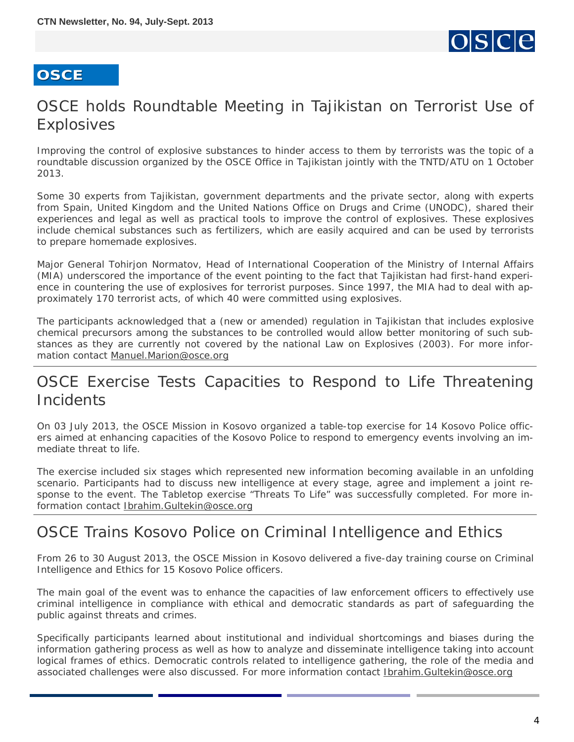## OSCE

# OSCE holds Roundtable Meeting in Tajikistan on Terrorist Use of Explosives

Improving the control of explosive substances to hinder access to them by terrorists was the topic of a roundtable discussion organized by the OSCE Office in Tajikistan jointly with the TNTD/ATU on 1 October 2013.

Some 30 experts from Tajikistan, government departments and the private sector, along with experts from Spain, United Kingdom and the United Nations Office on Drugs and Crime (UNODC), shared their experiences and legal as well as practical tools to improve the control of explosives. These explosives include chemical substances such as fertilizers, which are easily acquired and can be used by terrorists to prepare homemade explosives.

Major General Tohirjon Normatov, Head of International Cooperation of the Ministry of Internal Affairs (MIA) underscored the importance of the event pointing to the fact that Tajikistan had first-hand experience in countering the use of explosives for terrorist purposes. Since 1997, the MIA had to deal with approximately 170 terrorist acts, of which 40 were committed using explosives.

The participants acknowledged that a (new or amended) regulation in Tajikistan that includes explosive chemical precursors among the substances to be controlled would allow better monitoring of such substances as they are currently not covered by the national Law on Explosives (2003). For more information contact Manuel.Marion@osce.org

# OSCE Exercise Tests Capacities to Respond to Life Threatening Incidents

On 03 July 2013, the OSCE Mission in Kosovo organized a table-top exercise for 14 Kosovo Police officers aimed at enhancing capacities of the Kosovo Police to respond to emergency events involving an immediate threat to life.

The exercise included six stages which represented new information becoming available in an unfolding scenario. Participants had to discuss new intelligence at every stage, agree and implement a joint response to the event. The Tabletop exercise “Threats To Life” was successfully completed. For more information contact Ibrahim.Gultekin@osce.org

# OSCE Trains Kosovo Police on Criminal Intelligence and Ethics

From 26 to 30 August 2013, the OSCE Mission in Kosovo delivered a five-day training course on Criminal Intelligence and Ethics for 15 Kosovo Police officers.

The main goal of the event was to enhance the capacities of law enforcement officers to effectively use criminal intelligence in compliance with ethical and democratic standards as part of safeguarding the public against threats and crimes.

Specifically participants learned about institutional and individual shortcomings and biases during the information gathering process as well as how to analyze and disseminate intelligence taking into account logical frames of ethics. Democratic controls related to intelligence gathering, the role of the media and associated challenges were also discussed. For more information contact Ibrahim.Gultekin@osce.org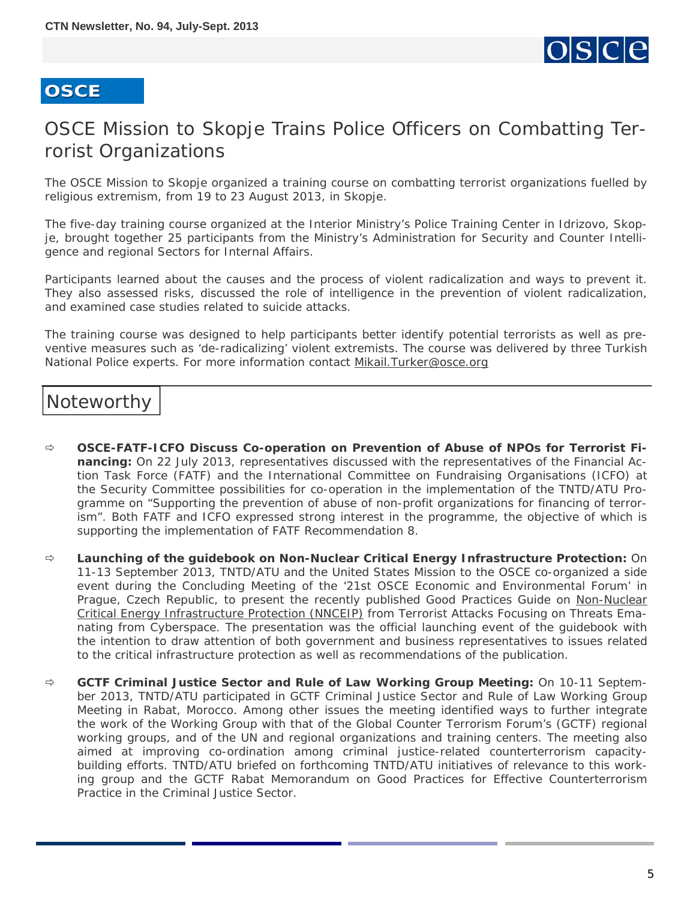## OSCE

# OSCE Mission to Skopje Trains Police Officers on Combatting Terrorist Organizations

The OSCE Mission to Skopje organized a training course on combatting terrorist organizations fuelled by religious extremism, from 19 to 23 August 2013, in Skopje.

The five-day training course organized at the Interior Ministry's Police Training Center in Idrizovo, Skopje, brought together 25 participants from the Ministry's Administration for Security and Counter Intelligence and regional Sectors for Internal Affairs.

Participants learned about the causes and the process of violent radicalization and ways to prevent it. They also assessed risks, discussed the role of intelligence in the prevention of violent radicalization, and examined case studies related to suicide attacks.

The training course was designed to help participants better identify potential terrorists as well as preventive measures such as 'de-radicalizing' violent extremists. The course was delivered by three Turkish National Police experts. For more information contact Mikail.Turker@osce.org

## Noteworthy

- **OSCE-FATF-ICFO Discuss Co-operation on Prevention of Abuse of NPOs for Terrorist Financing:** On 22 July 2013, representatives discussed with the representatives of the Financial Action Task Force (FATF) and the International Committee on Fundraising Organisations (ICFO) at the Security Committee possibilities for co-operation in the implementation of the TNTD/ATU Programme on "Supporting the prevention of abuse of non-profit organizations for financing of terrorism". Both FATF and ICFO expressed strong interest in the programme, the objective of which is supporting the implementation of FATF Recommendation 8.

- **Launching of the guidebook on Non-Nuclear Critical Energy Infrastructure Protection:** On 11-13 September 2013, TNTD/ATU and the United States Mission to the OSCE co-organized a side event during the Concluding Meeting of the '21st OSCE Economic and Environmental Forum' in Prague, Czech Republic, to present the recently published Good Practices Guide on Non-Nuclear Critical Energy Infrastructure Protection (NNCEIP) from Terrorist Attacks Focusing on Threats Emanating from Cyberspace. The presentation was the official launching event of the guidebook with the intention to draw attention of both government and business representatives to issues related to the critical infrastructure protection as well as recommendations of the publication.

- **GCTF Criminal Justice Sector and Rule of Law Working Group Meeting:** On 10-11 September 2013, TNTD/ATU participated in GCTF Criminal Justice Sector and Rule of Law Working Group Meeting in Rabat, Morocco. Among other issues the meeting identified ways to further integrate the work of the Working Group with that of the Global Counter Terrorism Forum's (GCTF) regional working groups, and of the UN and regional organizations and training centers. The meeting also aimed at improving co-ordination among criminal justice-related counterterrorism capacity-building efforts. TNTD/ATU briefed on forthcoming TNTD/ATU initiatives of relevance to this working group and the GCTF Rabat Memorandum on Good Practices for Effective Counterterrorism Practice in the Criminal Justice Sector.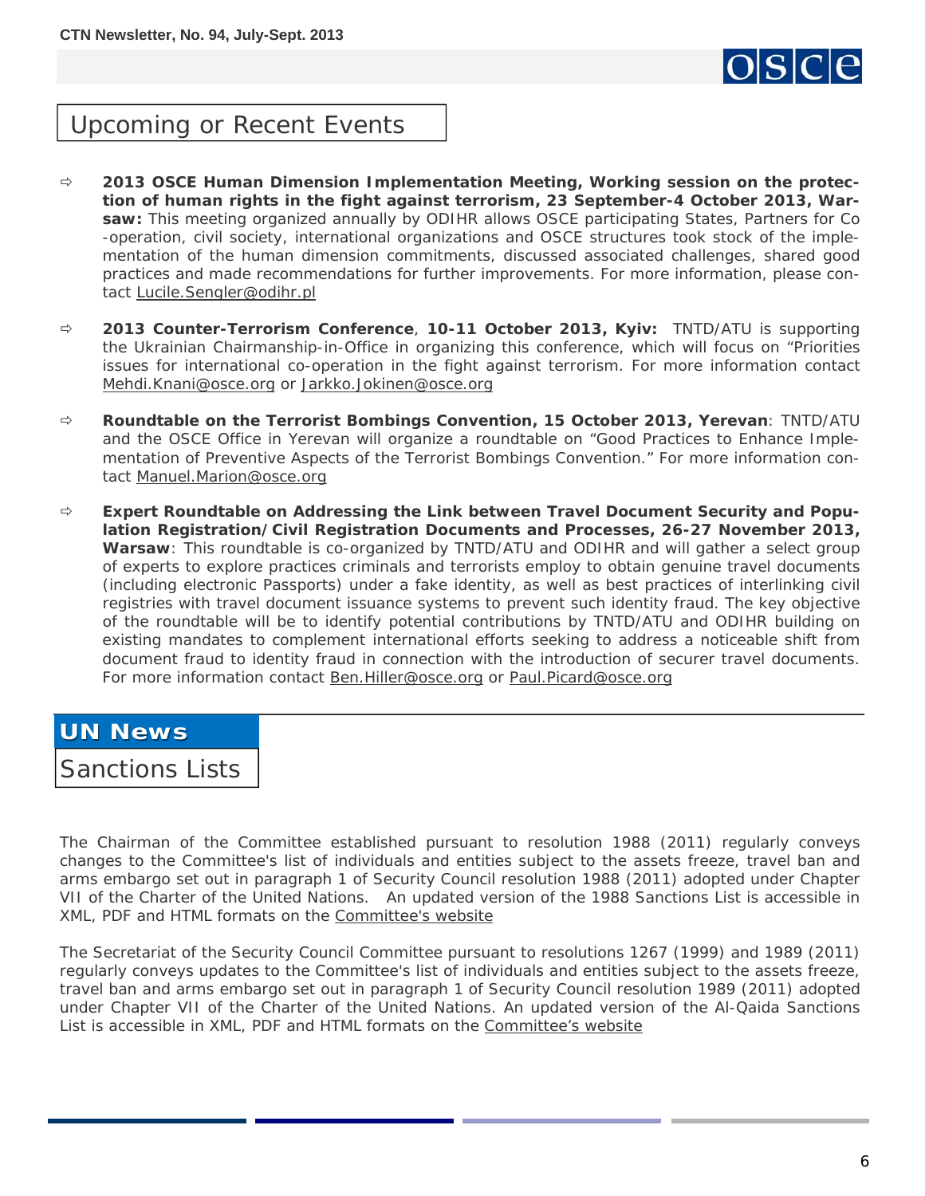## Upcoming or Recent Events

- **2013 OSCE Human Dimension Implementation Meeting, Working session on the protection of human rights in the fight against terrorism, 23 September-4 October 2013, Warsaw:** This meeting organized annually by ODIHR allows OSCE participating States, Partners for Co-operation, civil society, international organizations and OSCE structures took stock of the implementation of the human dimension commitments, discussed associated challenges, shared good practices and made recommendations for further improvements. For more information, please contact Lucile.Sengler@odihr.pl

- **2013 Counter-Terrorism Conference**, **10-11 October 2013, Kyiv:** TNTD/ATU is supporting the Ukrainian Chairmanship-in-Office in organizing this conference, which will focus on "Priorities issues for international co-operation in the fight against terrorism. For more information contact Mehdi.Knani@osce.org or Jarkko.Jokinen@osce.org

- **Roundtable on the Terrorist Bombings Convention, 15 October 2013, Yerevan**: TNTD/ATU and the OSCE Office in Yerevan will organize a roundtable on "Good Practices to Enhance Implementation of Preventive Aspects of the Terrorist Bombings Convention." For more information contact Manuel.Marion@osce.org

- **Expert Roundtable on Addressing the Link between Travel Document Security and Population Registration/Civil Registration Documents and Processes, 26-27 November 2013, Warsaw**: This roundtable is co-organized by TNTD/ATU and ODIHR and will gather a select group of experts to explore practices criminals and terrorists employ to obtain genuine travel documents (including electronic Passports) under a fake identity, as well as best practices of interlinking civil registries with travel document issuance systems to prevent such identity fraud. The key objective of the roundtable will be to identify potential contributions by TNTD/ATU and ODIHR building on existing mandates to complement international efforts seeking to address a noticeable shift from document fraud to identity fraud in connection with the introduction of securer travel documents. For more information contact Ben.Hiller@osce.org or Paul.Picard@osce.org

# UN News

## Sanctions Lists

The Chairman of the Committee established pursuant to resolution 1988 (2011) regularly conveys changes to the Committee's list of individuals and entities subject to the assets freeze, travel ban and arms embargo set out in paragraph 1 of Security Council resolution 1988 (2011) adopted under Chapter VII of the Charter of the United Nations. An updated version of the 1988 Sanctions List is accessible in XML, PDF and HTML formats on the Committee's website

The Secretariat of the Security Council Committee pursuant to resolutions 1267 (1999) and 1989 (2011) regularly conveys updates to the Committee's list of individuals and entities subject to the assets freeze, travel ban and arms embargo set out in paragraph 1 of Security Council resolution 1989 (2011) adopted under Chapter VII of the Charter of the United Nations. An updated version of the Al-Qaida Sanctions List is accessible in XML, PDF and HTML formats on the Committee's website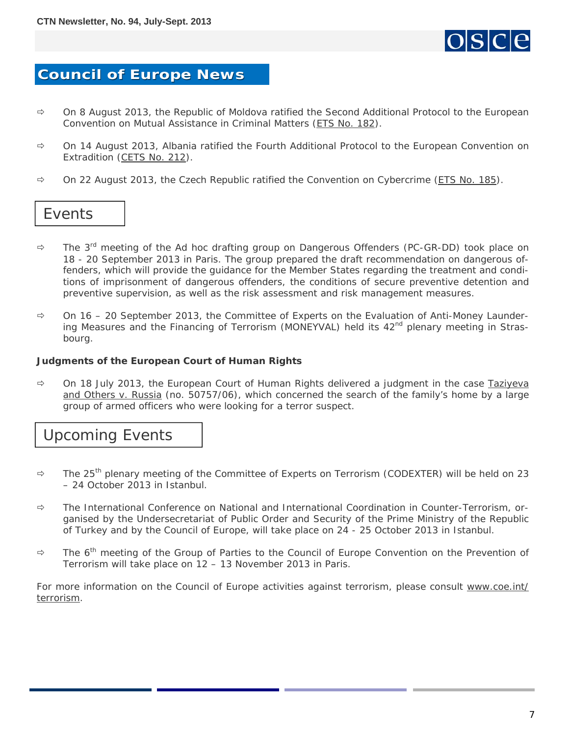## Council of Europe News

- On 8 August 2013, the Republic of Moldova ratified the Second Additional Protocol to the European Convention on Mutual Assistance in Criminal Matters (ETS No. 182).
- On 14 August 2013, Albania ratified the Fourth Additional Protocol to the European Convention on Extradition (CETS No. 212).
- On 22 August 2013, the Czech Republic ratified the Convention on Cybercrime (ETS No. 185).

### Events

- The 3rd meeting of the Ad hoc drafting group on Dangerous Offenders (PC-GR-DD) took place on 18 - 20 September 2013 in Paris. The group prepared the draft recommendation on dangerous offenders, which will provide the guidance for the Member States regarding the treatment and conditions of imprisonment of dangerous offenders, the conditions of secure preventive detention and preventive supervision, as well as the risk assessment and risk management measures.
- On 16 – 20 September 2013, the Committee of Experts on the Evaluation of Anti-Money Laundering Measures and the Financing of Terrorism (MONEYVAL) held its 42nd plenary meeting in Strasbourg.

**Judgments of the European Court of Human Rights**

- On 18 July 2013, the European Court of Human Rights delivered a judgment in the case Taziyeva and Others v. Russia (no. 50757/06), which concerned the search of the family's home by a large group of armed officers who were looking for a terror suspect.

### Upcoming Events

- The 25th plenary meeting of the Committee of Experts on Terrorism (CODEXTER) will be held on 23 – 24 October 2013 in Istanbul.
- The International Conference on National and International Coordination in Counter-Terrorism, organised by the Undersecretariat of Public Order and Security of the Prime Ministry of the Republic of Turkey and by the Council of Europe, will take place on 24 - 25 October 2013 in Istanbul.
- The 6th meeting of the Group of Parties to the Council of Europe Convention on the Prevention of Terrorism will take place on 12 – 13 November 2013 in Paris.

For more information on the Council of Europe activities against terrorism, please consult www.coe.int/terrorism.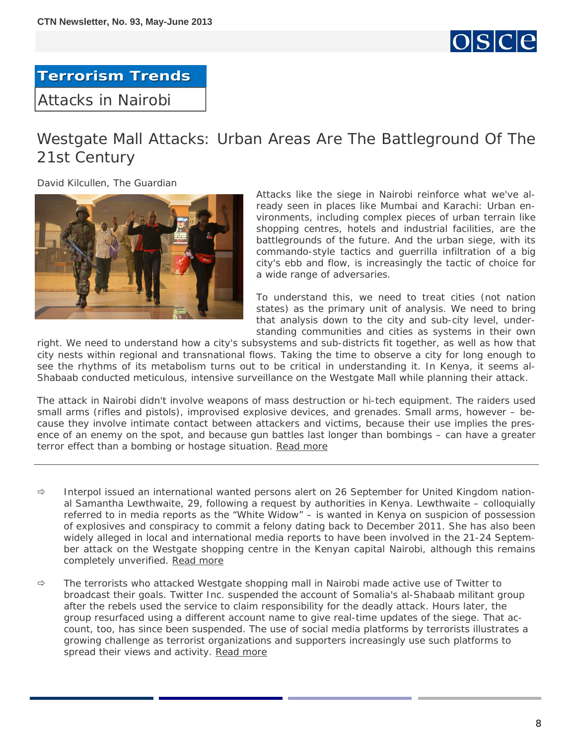## Terrorism Trends

Attacks in Nairobi

# Westgate Mall Attacks: Urban Areas Are The Battleground Of The 21st Century

David Kilcullen, The Guardian

Attacks like the siege in Nairobi reinforce what we've already seen in places like Mumbai and Karachi: Urban environments, including complex pieces of urban terrain like shopping centres, hotels and industrial facilities, are the battlegrounds of the future. And the urban siege, with its commando-style tactics and guerrilla infiltration of a big city's ebb and flow, is increasingly the tactic of choice for a wide range of adversaries.

To understand this, we need to treat cities (not nation states) as the primary unit of analysis. We need to bring that analysis down to the city and sub-city level, understanding communities and cities as systems in their own right. We need to understand how a city's subsystems and sub-districts fit together, as well as how that city nests within regional and transnational flows. Taking the time to observe a city for long enough to see the rhythms of its metabolism turns out to be critical in understanding it. In Kenya, it seems al-Shabaab conducted meticulous, intensive surveillance on the Westgate Mall while planning their attack.

The attack in Nairobi didn't involve weapons of mass destruction or hi-tech equipment. The raiders used small arms (rifles and pistols), improvised explosive devices, and grenades. Small arms, however – because they involve intimate contact between attackers and victims, because their use implies the presence of an enemy on the spot, and because gun battles last longer than bombings – can have a greater terror effect than a bombing or hostage situation. Read more

---

- Interpol issued an international wanted persons alert on 26 September for United Kingdom national Samantha Lewthwaite, 29, following a request by authorities in Kenya. Lewthwaite – colloquially referred to in media reports as the "White Widow" – is wanted in Kenya on suspicion of possession of explosives and conspiracy to commit a felony dating back to December 2011. She has also been widely alleged in local and international media reports to have been involved in the 21-24 September attack on the Westgate shopping centre in the Kenyan capital Nairobi, although this remains completely unverified. Read more

- The terrorists who attacked Westgate shopping mall in Nairobi made active use of Twitter to broadcast their goals. Twitter Inc. suspended the account of Somalia's al-Shabaab militant group after the rebels used the service to claim responsibility for the deadly attack. Hours later, the group resurfaced using a different account name to give real-time updates of the siege. That account, too, has since been suspended. The use of social media platforms by terrorists illustrates a growing challenge as terrorist organizations and supporters increasingly use such platforms to spread their views and activity. Read more